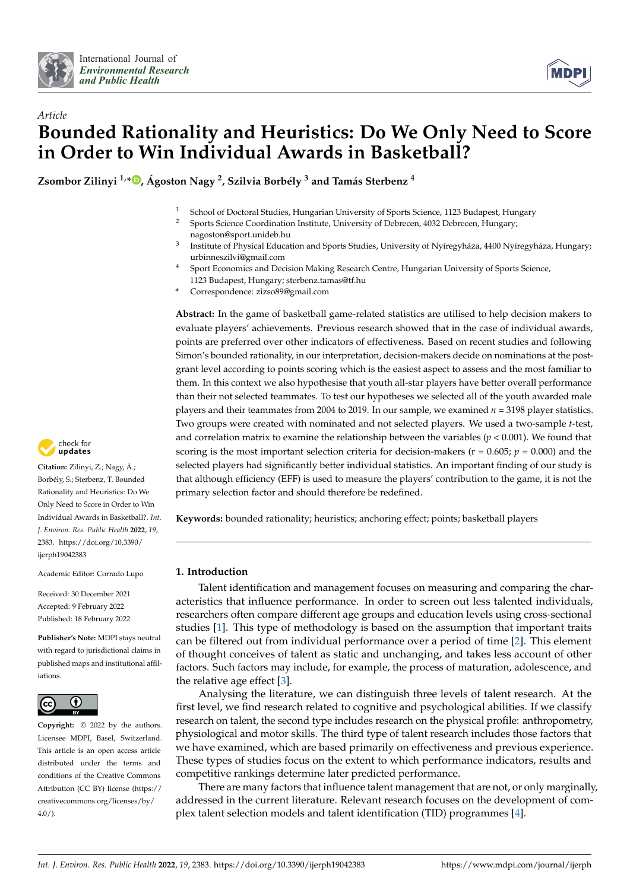*Article*

# Bounded Rationality and Heuristics: Do We Only Need to Score in Order to Win Individual Awards in Basketball?

**Zsombor Zilinyi [1,*], Ágoston Nagy [2], Szilvia Borbély [3] and Tamás Sterbenz [4]**

1. School of Doctoral Studies, Hungarian University of Sports Science, 1123 Budapest, Hungary
2. Sports Science Coordination Institute, University of Debrecen, 4032 Debrecen, Hungary; nagoston@sport.unideb.hu
3. Institute of Physical Education and Sports Studies, University of Nyíregyháza, 4400 Nyíregyháza, Hungary; urbinneszilvi@gmail.com
4. Sport Economics and Decision Making Research Centre, Hungarian University of Sports Science, 1123 Budapest, Hungary; sterbenz.tamas@tf.hu

\* Correspondence: zizso89@gmail.com

**Abstract:** In the game of basketball game-related statistics are utilised to help decision makers to evaluate players' achievements. Previous research showed that in the case of individual awards, points are preferred over other indicators of effectiveness. Based on recent studies and following Simon's bounded rationality, in our interpretation, decision-makers decide on nominations at the post-grant level according to points scoring which is the easiest aspect to assess and the most familiar to them. In this context we also hypothesise that youth all-star players have better overall performance than their not selected teammates. To test our hypotheses we selected all of the youth awarded male players and their teammates from 2004 to 2019. In our sample, we examined $n = 3198$ player statistics. Two groups were created with nominated and not selected players. We used a two-sample $t$-test, and correlation matrix to examine the relationship between the variables ($p < 0.001$). We found that scoring is the most important selection criteria for decision-makers ($r = 0.605$; $p = 0.000$) and the selected players had significantly better individual statistics. An important finding of our study is that although efficiency (EFF) is used to measure the players' contribution to the game, it is not the primary selection factor and should therefore be redefined.

**Keywords:** bounded rationality; heuristics; anchoring effect; points; basketball players

**Citation:** Zilinyi, Z.; Nagy, Á.; Borbély, S.; Sterbenz, T. Bounded Rationality and Heuristics: Do We Only Need to Score in Order to Win Individual Awards in Basketball?. *Int. J. Environ. Res. Public Health* **2022**, *19*, 2383. https://doi.org/10.3390/ijerph19042383

Academic Editor: Corrado Lupo

Received: 30 December 2021
Accepted: 9 February 2022
Published: 18 February 2022

**Publisher's Note:** MDPI stays neutral with regard to jurisdictional claims in published maps and institutional affiliations.

**Copyright:** © 2022 by the authors. Licensee MDPI, Basel, Switzerland. This article is an open access article distributed under the terms and conditions of the Creative Commons Attribution (CC BY) license (https://creativecommons.org/licenses/by/4.0/).

## 1. Introduction

Talent identification and management focuses on measuring and comparing the characteristics that influence performance. In order to screen out less talented individuals, researchers often compare different age groups and education levels using cross-sectional studies [1]. This type of methodology is based on the assumption that important traits can be filtered out from individual performance over a period of time [2]. This element of thought conceives of talent as static and unchanging, and takes less account of other factors. Such factors may include, for example, the process of maturation, adolescence, and the relative age effect [3].

Analysing the literature, we can distinguish three levels of talent research. At the first level, we find research related to cognitive and psychological abilities. If we classify research on talent, the second type includes research on the physical profile: anthropometry, physiological and motor skills. The third type of talent research includes those factors that we have examined, which are based primarily on effectiveness and previous experience. These types of studies focus on the extent to which performance indicators, results and competitive rankings determine later predicted performance.

There are many factors that influence talent management that are not, or only marginally, addressed in the current literature. Relevant research focuses on the development of complex talent selection models and talent identification (TID) programmes [4].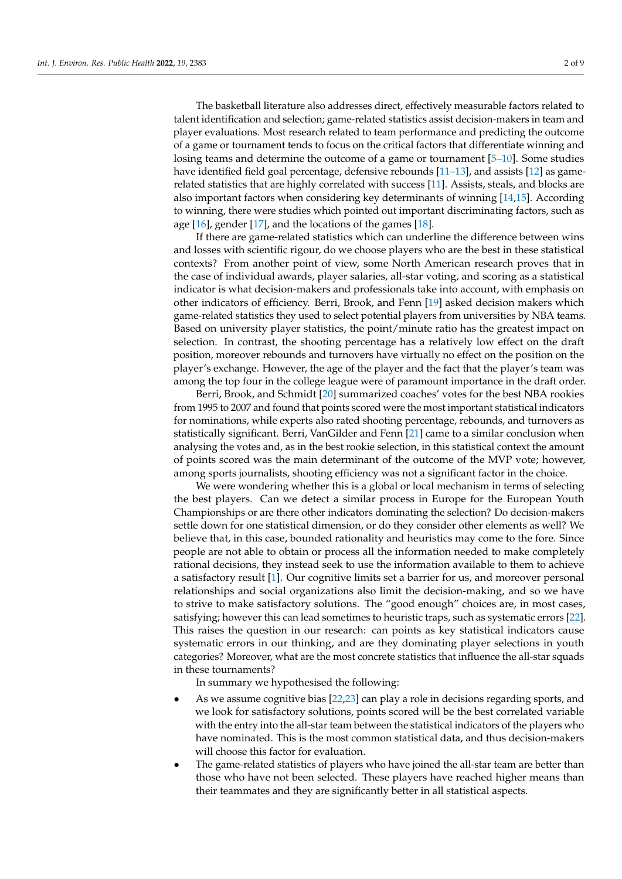The basketball literature also addresses direct, effectively measurable factors related to talent identification and selection; game-related statistics assist decision-makers in team and player evaluations. Most research related to team performance and predicting the outcome of a game or tournament tends to focus on the critical factors that differentiate winning and losing teams and determine the outcome of a game or tournament [5–10]. Some studies have identified field goal percentage, defensive rebounds [11–13], and assists [12] as game-related statistics that are highly correlated with success [11]. Assists, steals, and blocks are also important factors when considering key determinants of winning [14,15]. According to winning, there were studies which pointed out important discriminating factors, such as age [16], gender [17], and the locations of the games [18].

If there are game-related statistics which can underline the difference between wins and losses with scientific rigour, do we choose players who are the best in these statistical contexts? From another point of view, some North American research proves that in the case of individual awards, player salaries, all-star voting, and scoring as a statistical indicator is what decision-makers and professionals take into account, with emphasis on other indicators of efficiency. Berri, Brook, and Fenn [19] asked decision makers which game-related statistics they used to select potential players from universities by NBA teams. Based on university player statistics, the point/minute ratio has the greatest impact on selection. In contrast, the shooting percentage has a relatively low effect on the draft position, moreover rebounds and turnovers have virtually no effect on the position on the player's exchange. However, the age of the player and the fact that the player's team was among the top four in the college league were of paramount importance in the draft order.

Berri, Brook, and Schmidt [20] summarized coaches' votes for the best NBA rookies from 1995 to 2007 and found that points scored were the most important statistical indicators for nominations, while experts also rated shooting percentage, rebounds, and turnovers as statistically significant. Berri, VanGilder and Fenn [21] came to a similar conclusion when analysing the votes and, as in the best rookie selection, in this statistical context the amount of points scored was the main determinant of the outcome of the MVP vote; however, among sports journalists, shooting efficiency was not a significant factor in the choice.

We were wondering whether this is a global or local mechanism in terms of selecting the best players. Can we detect a similar process in Europe for the European Youth Championships or are there other indicators dominating the selection? Do decision-makers settle down for one statistical dimension, or do they consider other elements as well? We believe that, in this case, bounded rationality and heuristics may come to the fore. Since people are not able to obtain or process all the information needed to make completely rational decisions, they instead seek to use the information available to them to achieve a satisfactory result [1]. Our cognitive limits set a barrier for us, and moreover personal relationships and social organizations also limit the decision-making, and so we have to strive to make satisfactory solutions. The "good enough" choices are, in most cases, satisfying; however this can lead sometimes to heuristic traps, such as systematic errors [22]. This raises the question in our research: can points as key statistical indicators cause systematic errors in our thinking, and are they dominating player selections in youth categories? Moreover, what are the most concrete statistics that influence the all-star squads in these tournaments?

In summary we hypothesised the following:

- As we assume cognitive bias [22,23] can play a role in decisions regarding sports, and we look for satisfactory solutions, points scored will be the best correlated variable with the entry into the all-star team between the statistical indicators of the players who have nominated. This is the most common statistical data, and thus decision-makers will choose this factor for evaluation.
- The game-related statistics of players who have joined the all-star team are better than those who have not been selected. These players have reached higher means than their teammates and they are significantly better in all statistical aspects.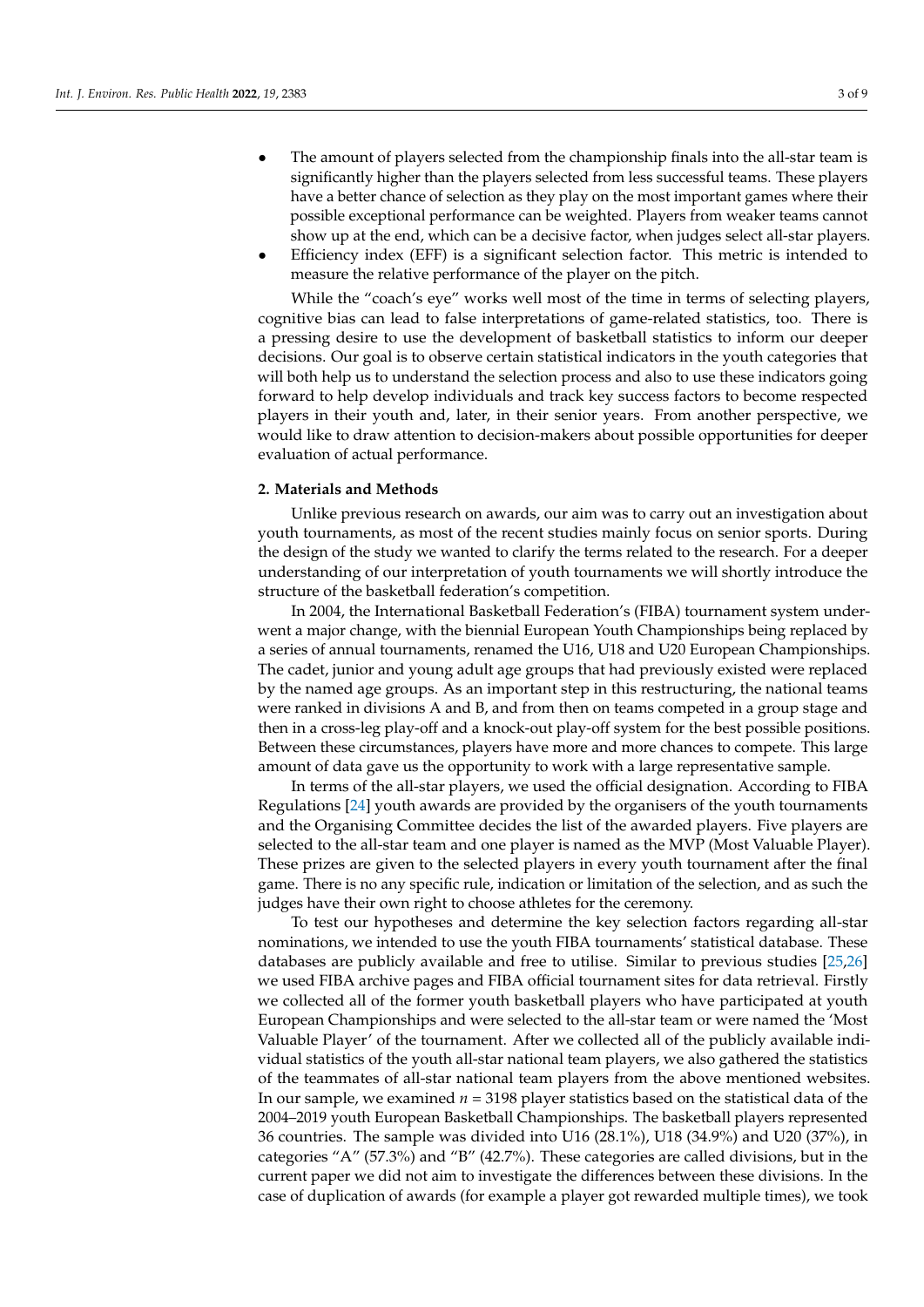- The amount of players selected from the championship finals into the all-star team is significantly higher than the players selected from less successful teams. These players have a better chance of selection as they play on the most important games where their possible exceptional performance can be weighted. Players from weaker teams cannot show up at the end, which can be a decisive factor, when judges select all-star players.
- Efficiency index (EFF) is a significant selection factor. This metric is intended to measure the relative performance of the player on the pitch.

While the "coach's eye" works well most of the time in terms of selecting players, cognitive bias can lead to false interpretations of game-related statistics, too. There is a pressing desire to use the development of basketball statistics to inform our deeper decisions. Our goal is to observe certain statistical indicators in the youth categories that will both help us to understand the selection process and also to use these indicators going forward to help develop individuals and track key success factors to become respected players in their youth and, later, in their senior years. From another perspective, we would like to draw attention to decision-makers about possible opportunities for deeper evaluation of actual performance.

## 2. Materials and Methods

Unlike previous research on awards, our aim was to carry out an investigation about youth tournaments, as most of the recent studies mainly focus on senior sports. During the design of the study we wanted to clarify the terms related to the research. For a deeper understanding of our interpretation of youth tournaments we will shortly introduce the structure of the basketball federation's competition.

In 2004, the International Basketball Federation's (FIBA) tournament system underwent a major change, with the biennial European Youth Championships being replaced by a series of annual tournaments, renamed the U16, U18 and U20 European Championships. The cadet, junior and young adult age groups that had previously existed were replaced by the named age groups. As an important step in this restructuring, the national teams were ranked in divisions A and B, and from then on teams competed in a group stage and then in a cross-leg play-off and a knock-out play-off system for the best possible positions. Between these circumstances, players have more and more chances to compete. This large amount of data gave us the opportunity to work with a large representative sample.

In terms of the all-star players, we used the official designation. According to FIBA Regulations [24] youth awards are provided by the organisers of the youth tournaments and the Organising Committee decides the list of the awarded players. Five players are selected to the all-star team and one player is named as the MVP (Most Valuable Player). These prizes are given to the selected players in every youth tournament after the final game. There is no any specific rule, indication or limitation of the selection, and as such the judges have their own right to choose athletes for the ceremony.

To test our hypotheses and determine the key selection factors regarding all-star nominations, we intended to use the youth FIBA tournaments' statistical database. These databases are publicly available and free to utilise. Similar to previous studies [25,26] we used FIBA archive pages and FIBA official tournament sites for data retrieval. Firstly we collected all of the former youth basketball players who have participated at youth European Championships and were selected to the all-star team or were named the 'Most Valuable Player' of the tournament. After we collected all of the publicly available individual statistics of the youth all-star national team players, we also gathered the statistics of the teammates of all-star national team players from the above mentioned websites. In our sample, we examined $n = 3198$ player statistics based on the statistical data of the 2004–2019 youth European Basketball Championships. The basketball players represented 36 countries. The sample was divided into U16 (28.1%), U18 (34.9%) and U20 (37%), in categories "A" (57.3%) and "B" (42.7%). These categories are called divisions, but in the current paper we did not aim to investigate the differences between these divisions. In the case of duplication of awards (for example a player got rewarded multiple times), we took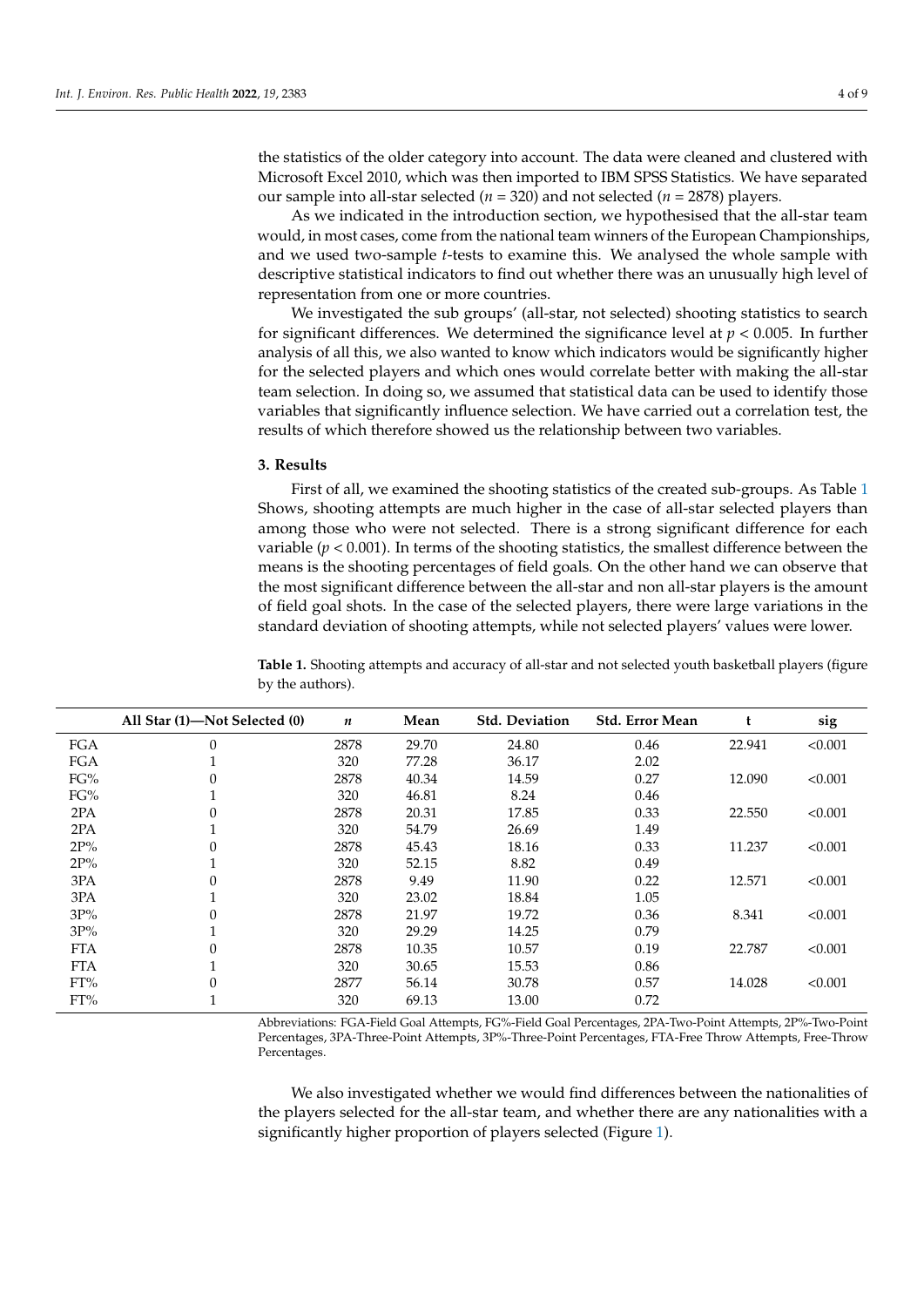the statistics of the older category into account. The data were cleaned and clustered with Microsoft Excel 2010, which was then imported to IBM SPSS Statistics. We have separated our sample into all-star selected ($n$ = 320) and not selected ($n$ = 2878) players.

As we indicated in the introduction section, we hypothesised that the all-star team would, in most cases, come from the national team winners of the European Championships, and we used two-sample $t$-tests to examine this. We analysed the whole sample with descriptive statistical indicators to find out whether there was an unusually high level of representation from one or more countries.

We investigated the sub groups' (all-star, not selected) shooting statistics to search for significant differences. We determined the significance level at $p < 0.005$. In further analysis of all this, we also wanted to know which indicators would be significantly higher for the selected players and which ones would correlate better with making the all-star team selection. In doing so, we assumed that statistical data can be used to identify those variables that significantly influence selection. We have carried out a correlation test, the results of which therefore showed us the relationship between two variables.

## 3. Results

First of all, we examined the shooting statistics of the created sub-groups. As Table 1 Shows, shooting attempts are much higher in the case of all-star selected players than among those who were not selected. There is a strong significant difference for each variable ($p < 0.001$). In terms of the shooting statistics, the smallest difference between the means is the shooting percentages of field goals. On the other hand we can observe that the most significant difference between the all-star and non all-star players is the amount of field goal shots. In the case of the selected players, there were large variations in the standard deviation of shooting attempts, while not selected players' values were lower.

**Table 1.** Shooting attempts and accuracy of all-star and not selected youth basketball players (figure by the authors).

| | All Star (1)—Not Selected (0) | $n$ | Mean | Std. Deviation | Std. Error Mean | t | sig |
|---|---|---|---|---|---|---|---|
| FGA | 0 | 2878 | 29.70 | 24.80 | 0.46 | 22.941 | <0.001 |
| FGA | 1 | 320 | 77.28 | 36.17 | 2.02 | | |
| FG% | 0 | 2878 | 40.34 | 14.59 | 0.27 | 12.090 | <0.001 |
| FG% | 1 | 320 | 46.81 | 8.24 | 0.46 | | |
| 2PA | 0 | 2878 | 20.31 | 17.85 | 0.33 | 22.550 | <0.001 |
| 2PA | 1 | 320 | 54.79 | 26.69 | 1.49 | | |
| 2P% | 0 | 2878 | 45.43 | 18.16 | 0.33 | 11.237 | <0.001 |
| 2P% | 1 | 320 | 52.15 | 8.82 | 0.49 | | |
| 3PA | 0 | 2878 | 9.49 | 11.90 | 0.22 | 12.571 | <0.001 |
| 3PA | 1 | 320 | 23.02 | 18.84 | 1.05 | | |
| 3P% | 0 | 2878 | 21.97 | 19.72 | 0.36 | 8.341 | <0.001 |
| 3P% | 1 | 320 | 29.29 | 14.25 | 0.79 | | |
| FTA | 0 | 2878 | 10.35 | 10.57 | 0.19 | 22.787 | <0.001 |
| FTA | 1 | 320 | 30.65 | 15.53 | 0.86 | | |
| FT% | 0 | 2877 | 56.14 | 30.78 | 0.57 | 14.028 | <0.001 |
| FT% | 1 | 320 | 69.13 | 13.00 | 0.72 | | |

Abbreviations: FGA-Field Goal Attempts, FG%-Field Goal Percentages, 2PA-Two-Point Attempts, 2P%-Two-Point Percentages, 3PA-Three-Point Attempts, 3P%-Three-Point Percentages, FTA-Free Throw Attempts, Free-Throw Percentages.

We also investigated whether we would find differences between the nationalities of the players selected for the all-star team, and whether there are any nationalities with a significantly higher proportion of players selected (Figure 1).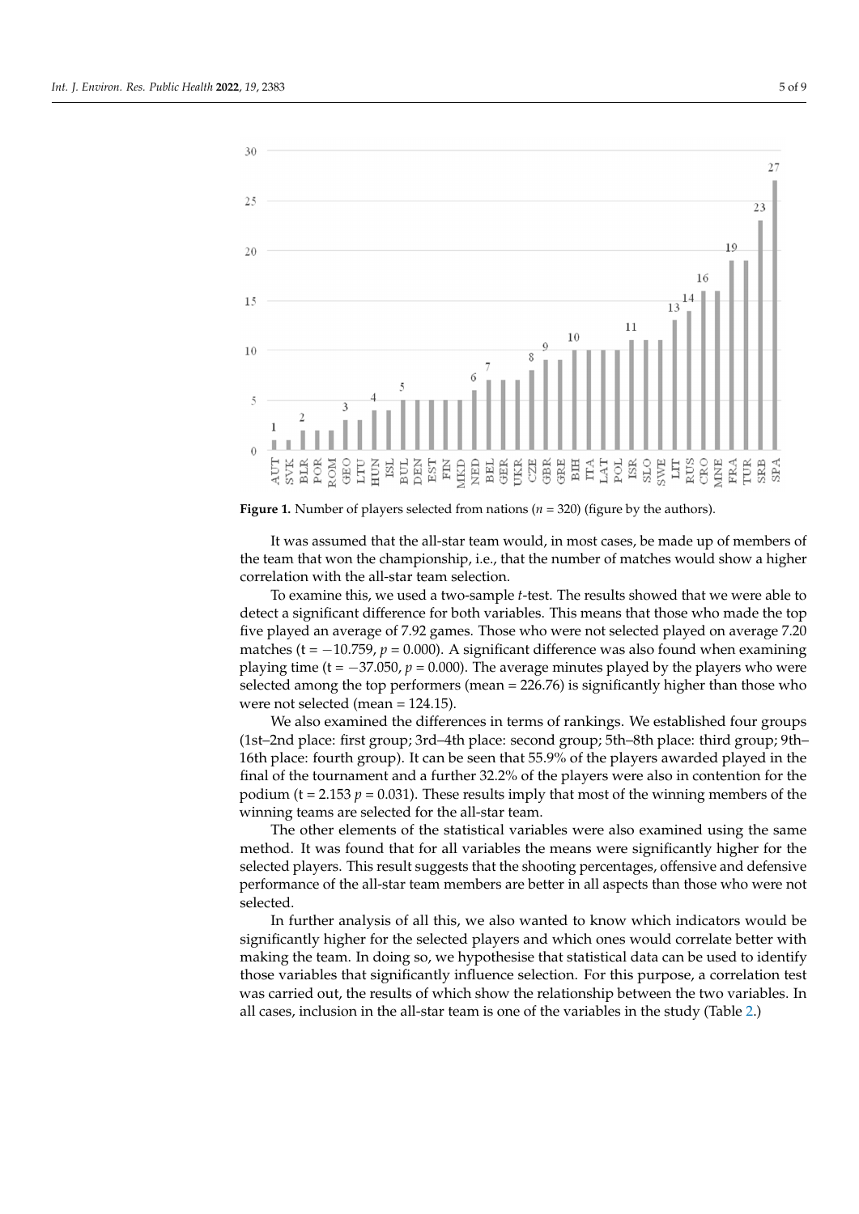**Figure 1.** Number of players selected from nations ($n$ = 320) (figure by the authors).

It was assumed that the all-star team would, in most cases, be made up of members of the team that won the championship, i.e., that the number of matches would show a higher correlation with the all-star team selection.

To examine this, we used a two-sample *t*-test. The results showed that we were able to detect a significant difference for both variables. This means that those who made the top five played an average of 7.92 games. Those who were not selected played on average 7.20 matches ($t = -10.759$, $p = 0.000$). A significant difference was also found when examining playing time ($t = -37.050$, $p = 0.000$). The average minutes played by the players who were selected among the top performers (mean = 226.76) is significantly higher than those who were not selected (mean = 124.15).

We also examined the differences in terms of rankings. We established four groups (1st–2nd place: first group; 3rd–4th place: second group; 5th–8th place: third group; 9th–16th place: fourth group). It can be seen that 55.9% of the players awarded played in the final of the tournament and a further 32.2% of the players were also in contention for the podium ($t = 2.153$ $p = 0.031$). These results imply that most of the winning members of the winning teams are selected for the all-star team.

The other elements of the statistical variables were also examined using the same method. It was found that for all variables the means were significantly higher for the selected players. This result suggests that the shooting percentages, offensive and defensive performance of the all-star team members are better in all aspects than those who were not selected.

In further analysis of all this, we also wanted to know which indicators would be significantly higher for the selected players and which ones would correlate better with making the team. In doing so, we hypothesise that statistical data can be used to identify those variables that significantly influence selection. For this purpose, a correlation test was carried out, the results of which show the relationship between the two variables. In all cases, inclusion in the all-star team is one of the variables in the study (Table 2.)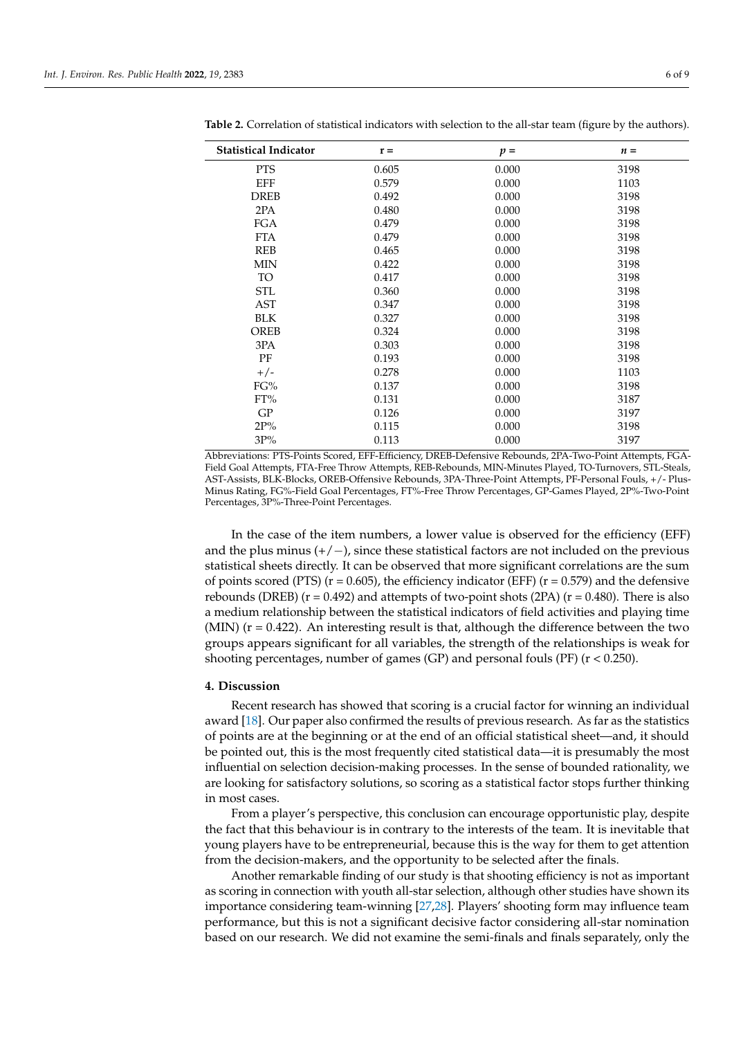**Table 2.** Correlation of statistical indicators with selection to the all-star team (figure by the authors).

| Statistical Indicator | r = | p = | n = |
|---|---|---|---|
| PTS | 0.605 | 0.000 | 3198 |
| EFF | 0.579 | 0.000 | 1103 |
| DREB | 0.492 | 0.000 | 3198 |
| 2PA | 0.480 | 0.000 | 3198 |
| FGA | 0.479 | 0.000 | 3198 |
| FTA | 0.479 | 0.000 | 3198 |
| REB | 0.465 | 0.000 | 3198 |
| MIN | 0.422 | 0.000 | 3198 |
| TO | 0.417 | 0.000 | 3198 |
| STL | 0.360 | 0.000 | 3198 |
| AST | 0.347 | 0.000 | 3198 |
| BLK | 0.327 | 0.000 | 3198 |
| OREB | 0.324 | 0.000 | 3198 |
| 3PA | 0.303 | 0.000 | 3198 |
| PF | 0.193 | 0.000 | 3198 |
| +/- | 0.278 | 0.000 | 1103 |
| FG% | 0.137 | 0.000 | 3198 |
| FT% | 0.131 | 0.000 | 3187 |
| GP | 0.126 | 0.000 | 3197 |
| 2P% | 0.115 | 0.000 | 3198 |
| 3P% | 0.113 | 0.000 | 3197 |

Abbreviations: PTS-Points Scored, EFF-Efficiency, DREB-Defensive Rebounds, 2PA-Two-Point Attempts, FGA-Field Goal Attempts, FTA-Free Throw Attempts, REB-Rebounds, MIN-Minutes Played, TO-Turnovers, STL-Steals, AST-Assists, BLK-Blocks, OREB-Offensive Rebounds, 3PA-Three-Point Attempts, PF-Personal Fouls, +/- Plus-Minus Rating, FG%-Field Goal Percentages, FT%-Free Throw Percentages, GP-Games Played, 2P%-Two-Point Percentages, 3P%-Three-Point Percentages.

In the case of the item numbers, a lower value is observed for the efficiency (EFF) and the plus minus (+/−), since these statistical factors are not included on the previous statistical sheets directly. It can be observed that more significant correlations are the sum of points scored (PTS) ($r = 0.605$), the efficiency indicator (EFF) ($r = 0.579$) and the defensive rebounds (DREB) ($r = 0.492$) and attempts of two-point shots (2PA) ($r = 0.480$). There is also a medium relationship between the statistical indicators of field activities and playing time (MIN) ($r = 0.422$). An interesting result is that, although the difference between the two groups appears significant for all variables, the strength of the relationships is weak for shooting percentages, number of games (GP) and personal fouls (PF) ($r < 0.250$).

## 4. Discussion

Recent research has showed that scoring is a crucial factor for winning an individual award [18]. Our paper also confirmed the results of previous research. As far as the statistics of points are at the beginning or at the end of an official statistical sheet—and, it should be pointed out, this is the most frequently cited statistical data—it is presumably the most influential on selection decision-making processes. In the sense of bounded rationality, we are looking for satisfactory solutions, so scoring as a statistical factor stops further thinking in most cases.

From a player's perspective, this conclusion can encourage opportunistic play, despite the fact that this behaviour is in contrary to the interests of the team. It is inevitable that young players have to be entrepreneurial, because this is the way for them to get attention from the decision-makers, and the opportunity to be selected after the finals.

Another remarkable finding of our study is that shooting efficiency is not as important as scoring in connection with youth all-star selection, although other studies have shown its importance considering team-winning [27,28]. Players' shooting form may influence team performance, but this is not a significant decisive factor considering all-star nomination based on our research. We did not examine the semi-finals and finals separately, only the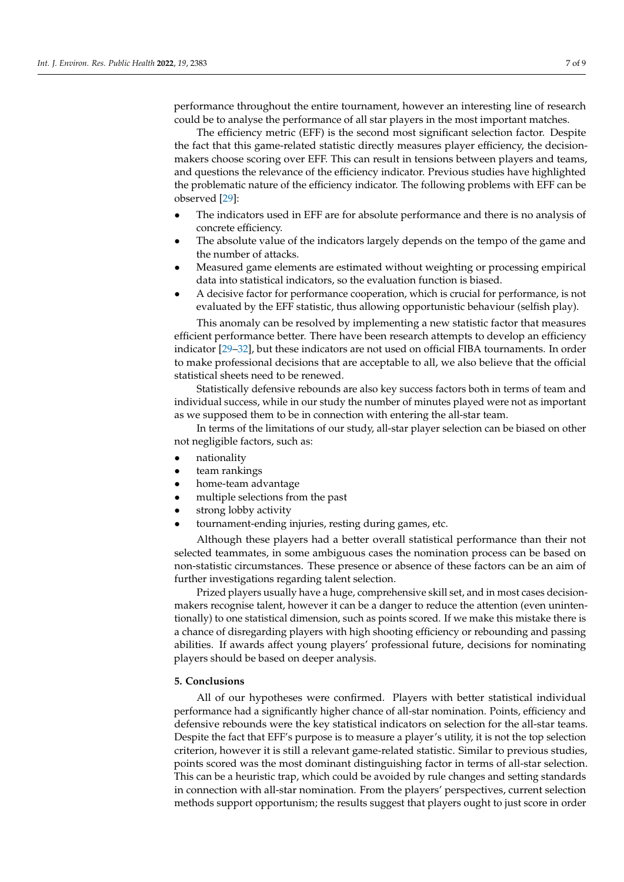performance throughout the entire tournament, however an interesting line of research could be to analyse the performance of all star players in the most important matches.

The efficiency metric (EFF) is the second most significant selection factor. Despite the fact that this game-related statistic directly measures player efficiency, the decision-makers choose scoring over EFF. This can result in tensions between players and teams, and questions the relevance of the efficiency indicator. Previous studies have highlighted the problematic nature of the efficiency indicator. The following problems with EFF can be observed [29]:

- The indicators used in EFF are for absolute performance and there is no analysis of concrete efficiency.
- The absolute value of the indicators largely depends on the tempo of the game and the number of attacks.
- Measured game elements are estimated without weighting or processing empirical data into statistical indicators, so the evaluation function is biased.
- A decisive factor for performance cooperation, which is crucial for performance, is not evaluated by the EFF statistic, thus allowing opportunistic behaviour (selfish play).

This anomaly can be resolved by implementing a new statistic factor that measures efficient performance better. There have been research attempts to develop an efficiency indicator [29–32], but these indicators are not used on official FIBA tournaments. In order to make professional decisions that are acceptable to all, we also believe that the official statistical sheets need to be renewed.

Statistically defensive rebounds are also key success factors both in terms of team and individual success, while in our study the number of minutes played were not as important as we supposed them to be in connection with entering the all-star team.

In terms of the limitations of our study, all-star player selection can be biased on other not negligible factors, such as:

- nationality
- team rankings
- home-team advantage
- multiple selections from the past
- strong lobby activity
- tournament-ending injuries, resting during games, etc.

Although these players had a better overall statistical performance than their not selected teammates, in some ambiguous cases the nomination process can be based on non-statistic circumstances. These presence or absence of these factors can be an aim of further investigations regarding talent selection.

Prized players usually have a huge, comprehensive skill set, and in most cases decision-makers recognise talent, however it can be a danger to reduce the attention (even unintentionally) to one statistical dimension, such as points scored. If we make this mistake there is a chance of disregarding players with high shooting efficiency or rebounding and passing abilities. If awards affect young players' professional future, decisions for nominating players should be based on deeper analysis.

## 5. Conclusions

All of our hypotheses were confirmed. Players with better statistical individual performance had a significantly higher chance of all-star nomination. Points, efficiency and defensive rebounds were the key statistical indicators on selection for the all-star teams. Despite the fact that EFF's purpose is to measure a player's utility, it is not the top selection criterion, however it is still a relevant game-related statistic. Similar to previous studies, points scored was the most dominant distinguishing factor in terms of all-star selection. This can be a heuristic trap, which could be avoided by rule changes and setting standards in connection with all-star nomination. From the players' perspectives, current selection methods support opportunism; the results suggest that players ought to just score in order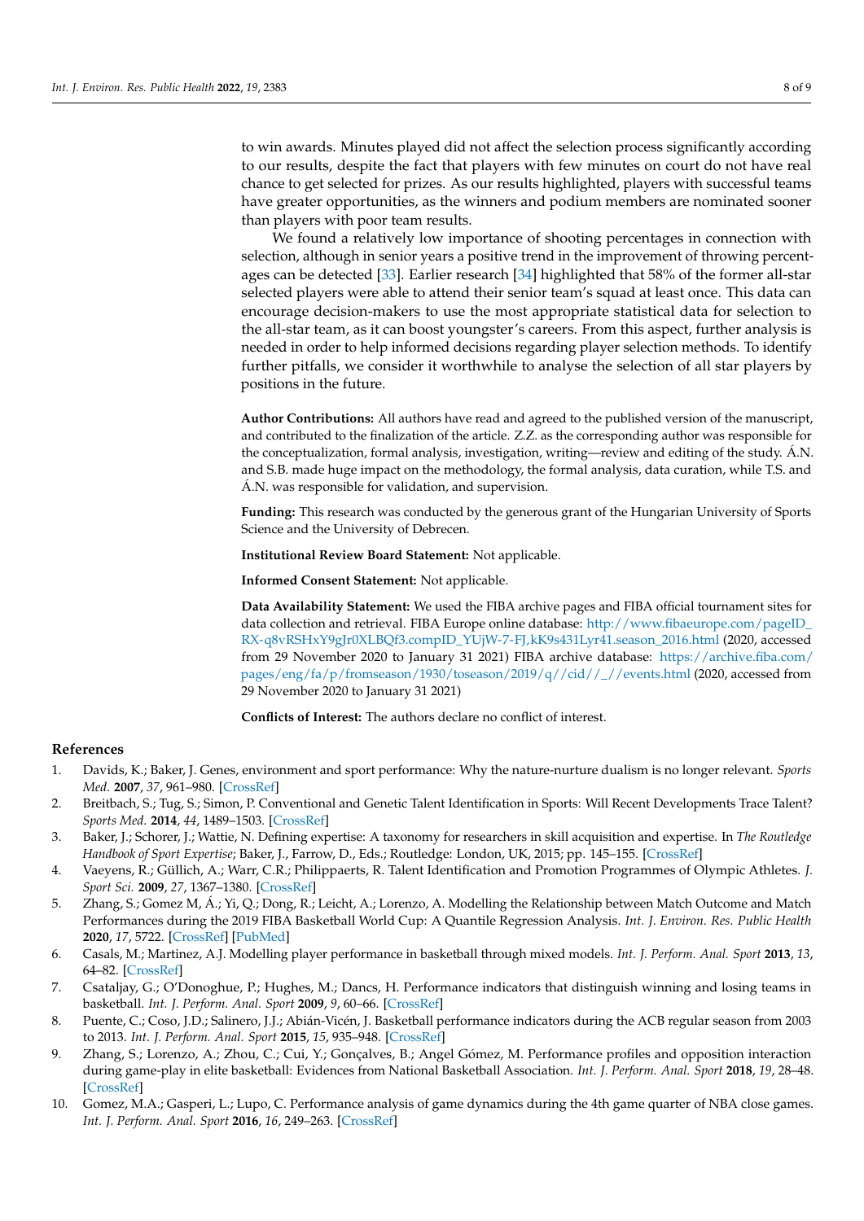to win awards. Minutes played did not affect the selection process significantly according to our results, despite the fact that players with few minutes on court do not have real chance to get selected for prizes. As our results highlighted, players with successful teams have greater opportunities, as the winners and podium members are nominated sooner than players with poor team results.

We found a relatively low importance of shooting percentages in connection with selection, although in senior years a positive trend in the improvement of throwing percentages can be detected [33]. Earlier research [34] highlighted that 58% of the former all-star selected players were able to attend their senior team's squad at least once. This data can encourage decision-makers to use the most appropriate statistical data for selection to the all-star team, as it can boost youngster's careers. From this aspect, further analysis is needed in order to help informed decisions regarding player selection methods. To identify further pitfalls, we consider it worthwhile to analyse the selection of all star players by positions in the future.

**Author Contributions:** All authors have read and agreed to the published version of the manuscript, and contributed to the finalization of the article. Z.Z. as the corresponding author was responsible for the conceptualization, formal analysis, investigation, writing—review and editing of the study. Á.N. and S.B. made huge impact on the methodology, the formal analysis, data curation, while T.S. and Á.N. was responsible for validation, and supervision.

**Funding:** This research was conducted by the generous grant of the Hungarian University of Sports Science and the University of Debrecen.

**Institutional Review Board Statement:** Not applicable.

**Informed Consent Statement:** Not applicable.

**Data Availability Statement:** We used the FIBA archive pages and FIBA official tournament sites for data collection and retrieval. FIBA Europe online database: http://www.fibaeurope.com/pageID_RX-q8vRSHxY9gJr0XLBQf3.compID_YUjW-7-FJ,kK9s431Lyr41.season_2016.html (2020, accessed from 29 November 2020 to January 31 2021) FIBA archive database: https://archive.fiba.com/pages/eng/fa/p/fromseason/1930/toseason/2019/q//cid//_//events.html (2020, accessed from 29 November 2020 to January 31 2021)

**Conflicts of Interest:** The authors declare no conflict of interest.

## References

1. Davids, K.; Baker, J. Genes, environment and sport performance: Why the nature-nurture dualism is no longer relevant. *Sports Med.* **2007**, *37*, 961–980. [CrossRef]
2. Breitbach, S.; Tug, S.; Simon, P. Conventional and Genetic Talent Identification in Sports: Will Recent Developments Trace Talent? *Sports Med.* **2014**, *44*, 1489–1503. [CrossRef]
3. Baker, J.; Schorer, J.; Wattie, N. Defining expertise: A taxonomy for researchers in skill acquisition and expertise. In *The Routledge Handbook of Sport Expertise*; Baker, J., Farrow, D., Eds.; Routledge: London, UK, 2015; pp. 145–155. [CrossRef]
4. Vaeyens, R.; Güllich, A.; Warr, C.R.; Philippaerts, R. Talent Identification and Promotion Programmes of Olympic Athletes. *J. Sport Sci.* **2009**, *27*, 1367–1380. [CrossRef]
5. Zhang, S.; Gomez M, Á.; Yi, Q.; Dong, R.; Leicht, A.; Lorenzo, A. Modelling the Relationship between Match Outcome and Match Performances during the 2019 FIBA Basketball World Cup: A Quantile Regression Analysis. *Int. J. Environ. Res. Public Health* **2020**, *17*, 5722. [CrossRef] [PubMed]
6. Casals, M.; Martinez, A.J. Modelling player performance in basketball through mixed models. *Int. J. Perform. Anal. Sport* **2013**, *13*, 64–82. [CrossRef]
7. Csataljay, G.; O'Donoghue, P.; Hughes, M.; Dancs, H. Performance indicators that distinguish winning and losing teams in basketball. *Int. J. Perform. Anal. Sport* **2009**, *9*, 60–66. [CrossRef]
8. Puente, C.; Coso, J.D.; Salinero, J.J.; Abián-Vicén, J. Basketball performance indicators during the ACB regular season from 2003 to 2013. *Int. J. Perform. Anal. Sport* **2015**, *15*, 935–948. [CrossRef]
9. Zhang, S.; Lorenzo, A.; Zhou, C.; Cui, Y.; Gonçalves, B.; Angel Gómez, M. Performance profiles and opposition interaction during game-play in elite basketball: Evidences from National Basketball Association. *Int. J. Perform. Anal. Sport* **2018**, *19*, 28–48. [CrossRef]
10. Gomez, M.A.; Gasperi, L.; Lupo, C. Performance analysis of game dynamics during the 4th game quarter of NBA close games. *Int. J. Perform. Anal. Sport* **2016**, *16*, 249–263. [CrossRef]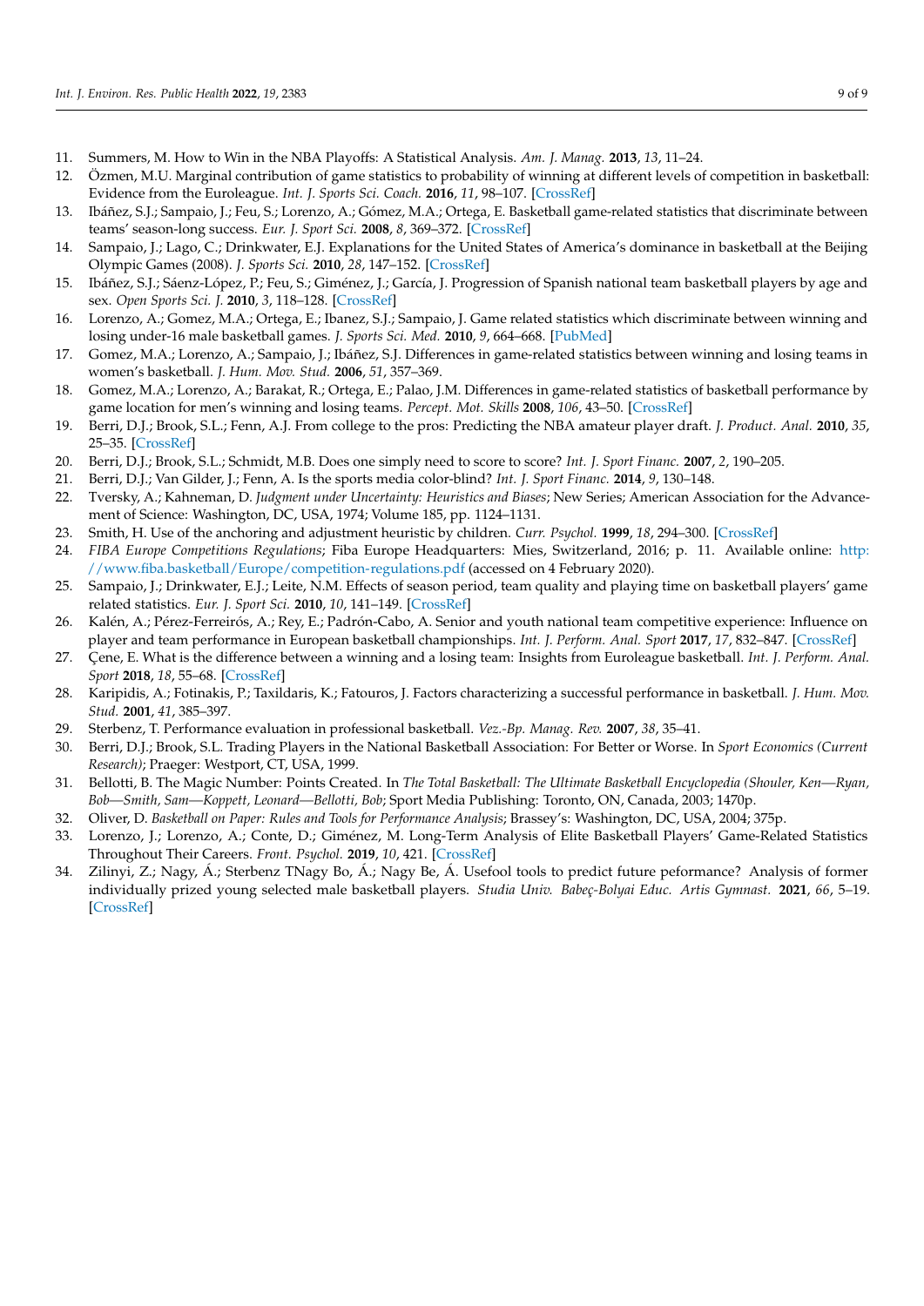11. Summers, M. How to Win in the NBA Playoffs: A Statistical Analysis. *Am. J. Manag.* **2013**, *13*, 11–24.
12. Özmen, M.U. Marginal contribution of game statistics to probability of winning at different levels of competition in basketball: Evidence from the Euroleague. *Int. J. Sports Sci. Coach.* **2016**, *11*, 98–107. [CrossRef]
13. Ibáñez, S.J.; Sampaio, J.; Feu, S.; Lorenzo, A.; Gómez, M.A.; Ortega, E. Basketball game-related statistics that discriminate between teams' season-long success. *Eur. J. Sport Sci.* **2008**, *8*, 369–372. [CrossRef]
14. Sampaio, J.; Lago, C.; Drinkwater, E.J. Explanations for the United States of America's dominance in basketball at the Beijing Olympic Games (2008). *J. Sports Sci.* **2010**, *28*, 147–152. [CrossRef]
15. Ibáñez, S.J.; Sáenz-López, P.; Feu, S.; Giménez, J.; García, J. Progression of Spanish national team basketball players by age and sex. *Open Sports Sci. J.* **2010**, *3*, 118–128. [CrossRef]
16. Lorenzo, A.; Gomez, M.A.; Ortega, E.; Ibanez, S.J.; Sampaio, J. Game related statistics which discriminate between winning and losing under-16 male basketball games. *J. Sports Sci. Med.* **2010**, *9*, 664–668. [PubMed]
17. Gomez, M.A.; Lorenzo, A.; Sampaio, J.; Ibáñez, S.J. Differences in game-related statistics between winning and losing teams in women's basketball. *J. Hum. Mov. Stud.* **2006**, *51*, 357–369.
18. Gomez, M.A.; Lorenzo, A.; Barakat, R.; Ortega, E.; Palao, J.M. Differences in game-related statistics of basketball performance by game location for men's winning and losing teams. *Percept. Mot. Skills* **2008**, *106*, 43–50. [CrossRef]
19. Berri, D.J.; Brook, S.L.; Fenn, A.J. From college to the pros: Predicting the NBA amateur player draft. *J. Product. Anal.* **2010**, *35*, 25–35. [CrossRef]
20. Berri, D.J.; Brook, S.L.; Schmidt, M.B. Does one simply need to score to score? *Int. J. Sport Financ.* **2007**, *2*, 190–205.
21. Berri, D.J.; Van Gilder, J.; Fenn, A. Is the sports media color-blind? *Int. J. Sport Financ.* **2014**, *9*, 130–148.
22. Tversky, A.; Kahneman, D. *Judgment under Uncertainty: Heuristics and Biases*; New Series; American Association for the Advancement of Science: Washington, DC, USA, 1974; Volume 185, pp. 1124–1131.
23. Smith, H. Use of the anchoring and adjustment heuristic by children. *Curr. Psychol.* **1999**, *18*, 294–300. [CrossRef]
24. *FIBA Europe Competitions Regulations*; Fiba Europe Headquarters: Mies, Switzerland, 2016; p. 11. Available online: http://www.fiba.basketball/Europe/competition-regulations.pdf (accessed on 4 February 2020).
25. Sampaio, J.; Drinkwater, E.J.; Leite, N.M. Effects of season period, team quality and playing time on basketball players' game related statistics. *Eur. J. Sport Sci.* **2010**, *10*, 141–149. [CrossRef]
26. Kalén, A.; Pérez-Ferreirós, A.; Rey, E.; Padrón-Cabo, A. Senior and youth national team competitive experience: Influence on player and team performance in European basketball championships. *Int. J. Perform. Anal. Sport* **2017**, *17*, 832–847. [CrossRef]
27. Çene, E. What is the difference between a winning and a losing team: Insights from Euroleague basketball. *Int. J. Perform. Anal. Sport* **2018**, *18*, 55–68. [CrossRef]
28. Karipidis, A.; Fotinakis, P.; Taxildaris, K.; Fatouros, J. Factors characterizing a successful performance in basketball. *J. Hum. Mov. Stud.* **2001**, *41*, 385–397.
29. Sterbenz, T. Performance evaluation in professional basketball. *Vez.-Bp. Manag. Rev.* **2007**, *38*, 35–41.
30. Berri, D.J.; Brook, S.L. Trading Players in the National Basketball Association: For Better or Worse. In *Sport Economics (Current Research)*; Praeger: Westport, CT, USA, 1999.
31. Bellotti, B. The Magic Number: Points Created. In *The Total Basketball: The Ultimate Basketball Encyclopedia (Shouler, Ken—Ryan, Bob—Smith, Sam—Koppett, Leonard—Bellotti, Bob*; Sport Media Publishing: Toronto, ON, Canada, 2003; 1470p.
32. Oliver, D. *Basketball on Paper: Rules and Tools for Performance Analysis*; Brassey's: Washington, DC, USA, 2004; 375p.
33. Lorenzo, J.; Lorenzo, A.; Conte, D.; Giménez, M. Long-Term Analysis of Elite Basketball Players' Game-Related Statistics Throughout Their Careers. *Front. Psychol.* **2019**, *10*, 421. [CrossRef]
34. Zilinyi, Z.; Nagy, Á.; Sterbenz TNagy Bo, Á.; Nagy Be, Á. Usefool tools to predict future peformance? Analysis of former individually prized young selected male basketball players. *Studia Univ. Babeç-Bolyai Educ. Artis Gymnast.* **2021**, *66*, 5–19. [CrossRef]